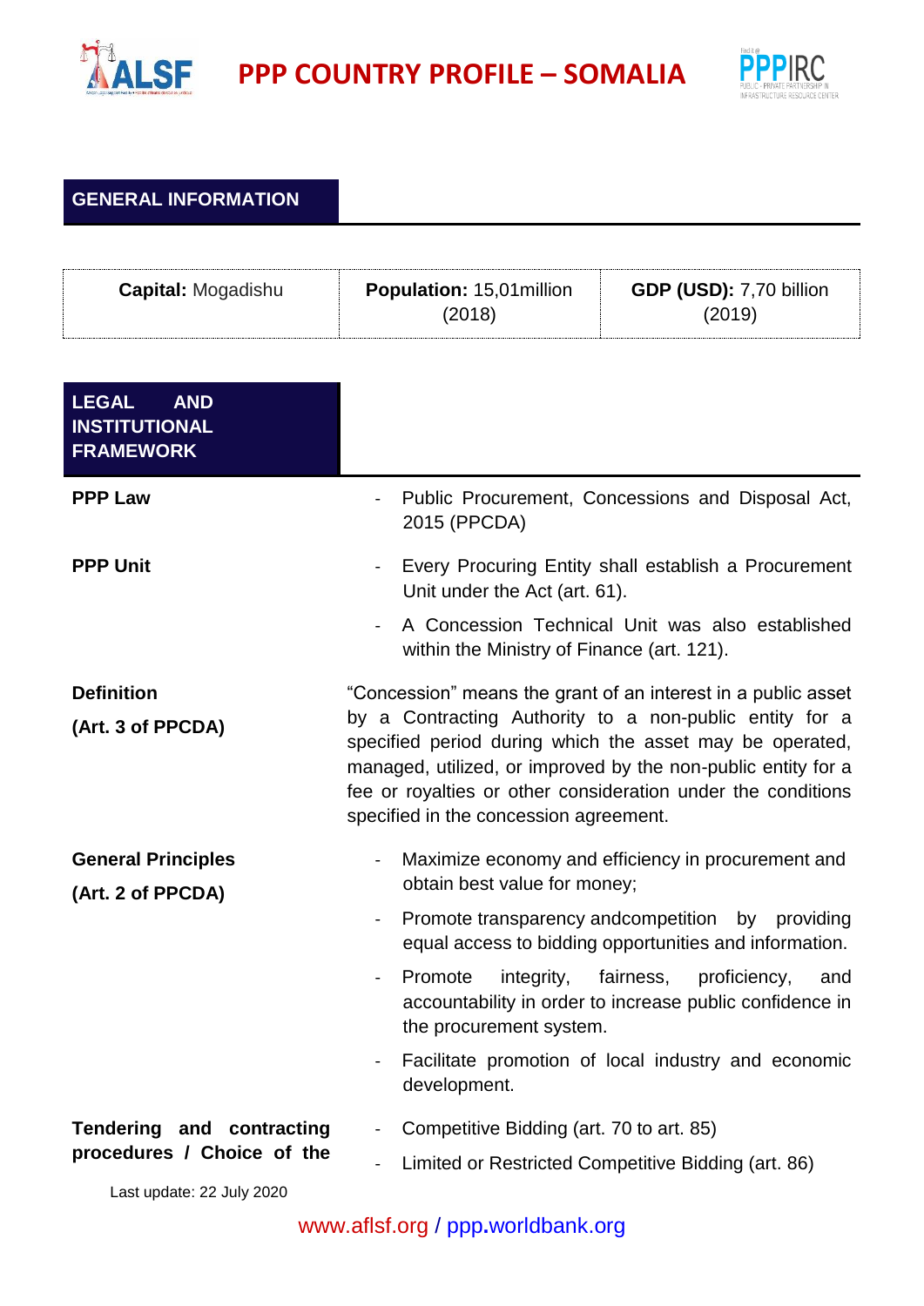# PPP COUNTRY PROFILE – SOMALIA

## GENERAL INFORMATION

| **Capital:** Mogadishu | **Population:** 15,01million (2018) | **GDP (USD):** 7,70 billion (2019) |
|---|---|---|

## LEGAL AND INSTITUTIONAL FRAMEWORK

**PPP Law**

- Public Procurement, Concessions and Disposal Act, 2015 (PPCDA)

**PPP Unit**

- Every Procuring Entity shall establish a Procurement Unit under the Act (art. 61).
- A Concession Technical Unit was also established within the Ministry of Finance (art. 121).

**Definition**

**(Art. 3 of PPCDA)**

"Concession" means the grant of an interest in a public asset by a Contracting Authority to a non-public entity for a specified period during which the asset may be operated, managed, utilized, or improved by the non-public entity for a fee or royalties or other consideration under the conditions specified in the concession agreement.

**General Principles**

**(Art. 2 of PPCDA)**

- Maximize economy and efficiency in procurement and obtain best value for money;
- Promote transparency andcompetition by providing equal access to bidding opportunities and information.
- Promote integrity, fairness, proficiency, and accountability in order to increase public confidence in the procurement system.
- Facilitate promotion of local industry and economic development.

**Tendering and contracting procedures / Choice of the**

- Competitive Bidding (art. 70 to art. 85)
- Limited or Restricted Competitive Bidding (art. 86)

Last update: 22 July 2020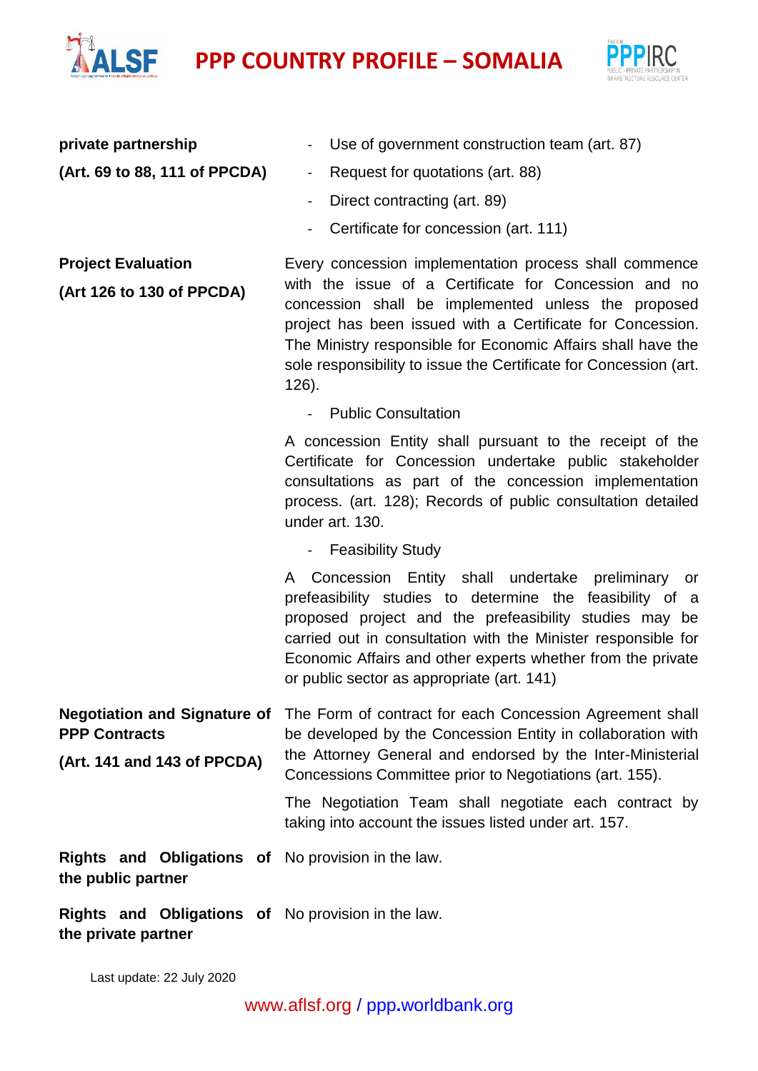| | |
|---|---|
| **private partnership** **(Art. 69 to 88, 111 of PPCDA)** | - Use of government construction team (art. 87) - Request for quotations (art. 88) - Direct contracting (art. 89) - Certificate for concession (art. 111) |
| **Project Evaluation** **(Art 126 to 130 of PPCDA)** | Every concession implementation process shall commence with the issue of a Certificate for Concession and no concession shall be implemented unless the proposed project has been issued with a Certificate for Concession. The Ministry responsible for Economic Affairs shall have the sole responsibility to issue the Certificate for Concession (art. 126). - Public Consultation A concession Entity shall pursuant to the receipt of the Certificate for Concession undertake public stakeholder consultations as part of the concession implementation process. (art. 128); Records of public consultation detailed under art. 130. - Feasibility Study A Concession Entity shall undertake preliminary or prefeasibility studies to determine the feasibility of a proposed project and the prefeasibility studies may be carried out in consultation with the Minister responsible for Economic Affairs and other experts whether from the private or public sector as appropriate (art. 141) |
| **Negotiation and Signature of PPP Contracts** **(Art. 141 and 143 of PPCDA)** | The Form of contract for each Concession Agreement shall be developed by the Concession Entity in collaboration with the Attorney General and endorsed by the Inter-Ministerial Concessions Committee prior to Negotiations (art. 155). The Negotiation Team shall negotiate each contract by taking into account the issues listed under art. 157. |
| **Rights and Obligations of the public partner** | No provision in the law. |
| **Rights and Obligations of the private partner** | No provision in the law. |

Last update: 22 July 2020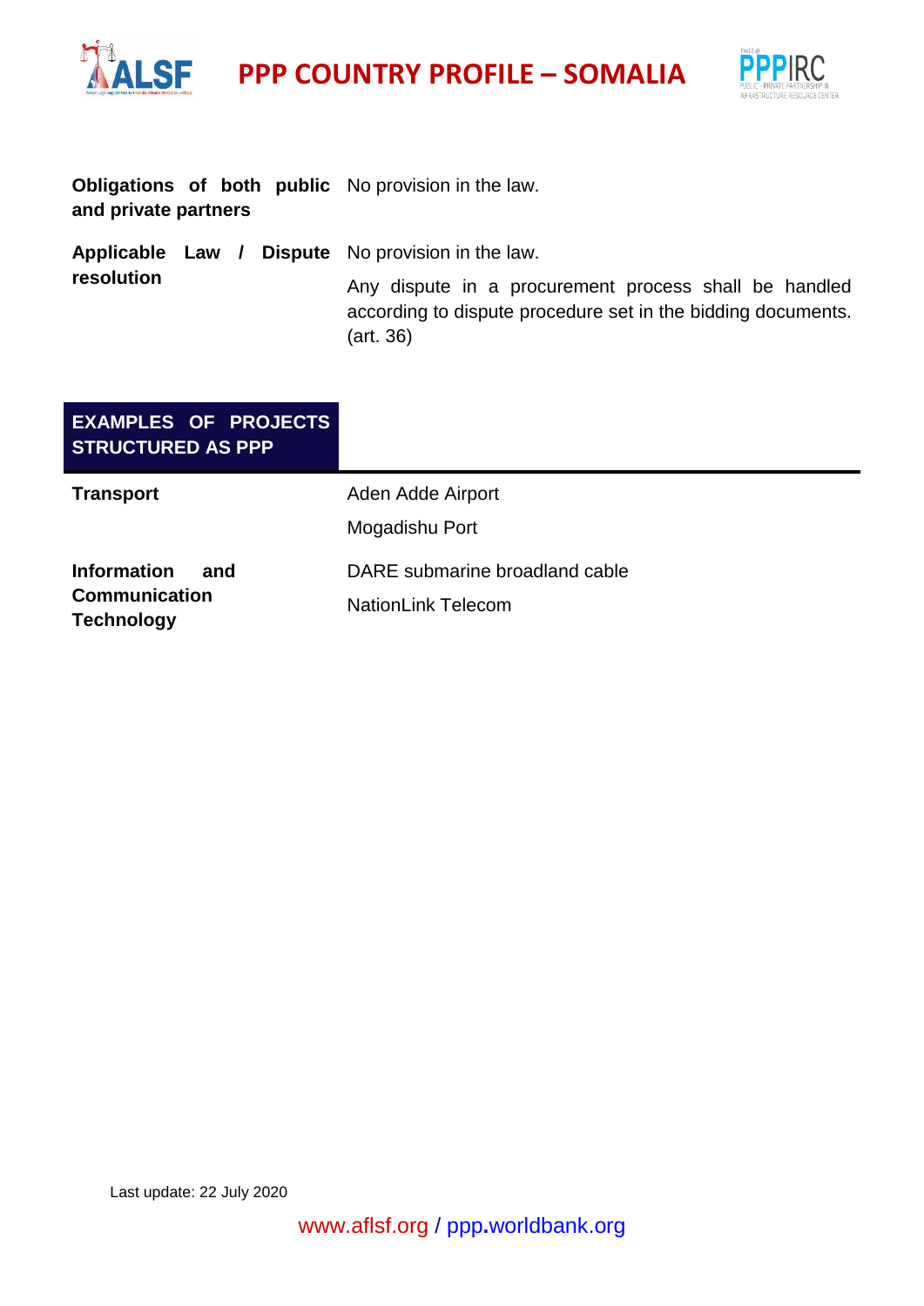| | |
|---|---|
| **Obligations of both public and private partners** | No provision in the law. |
| **Applicable Law / Dispute resolution** | No provision in the law.<br><br>Any dispute in a procurement process shall be handled according to dispute procedure set in the bidding documents. (art. 36) |

## EXAMPLES OF PROJECTS STRUCTURED AS PPP

| | |
|---|---|
| **Transport** | Aden Adde Airport<br><br>Mogadishu Port |
| **Information and Communication Technology** | DARE submarine broadland cable<br><br>NationLink Telecom |

Last update: 22 July 2020

www.aflsf.org / ppp.worldbank.org